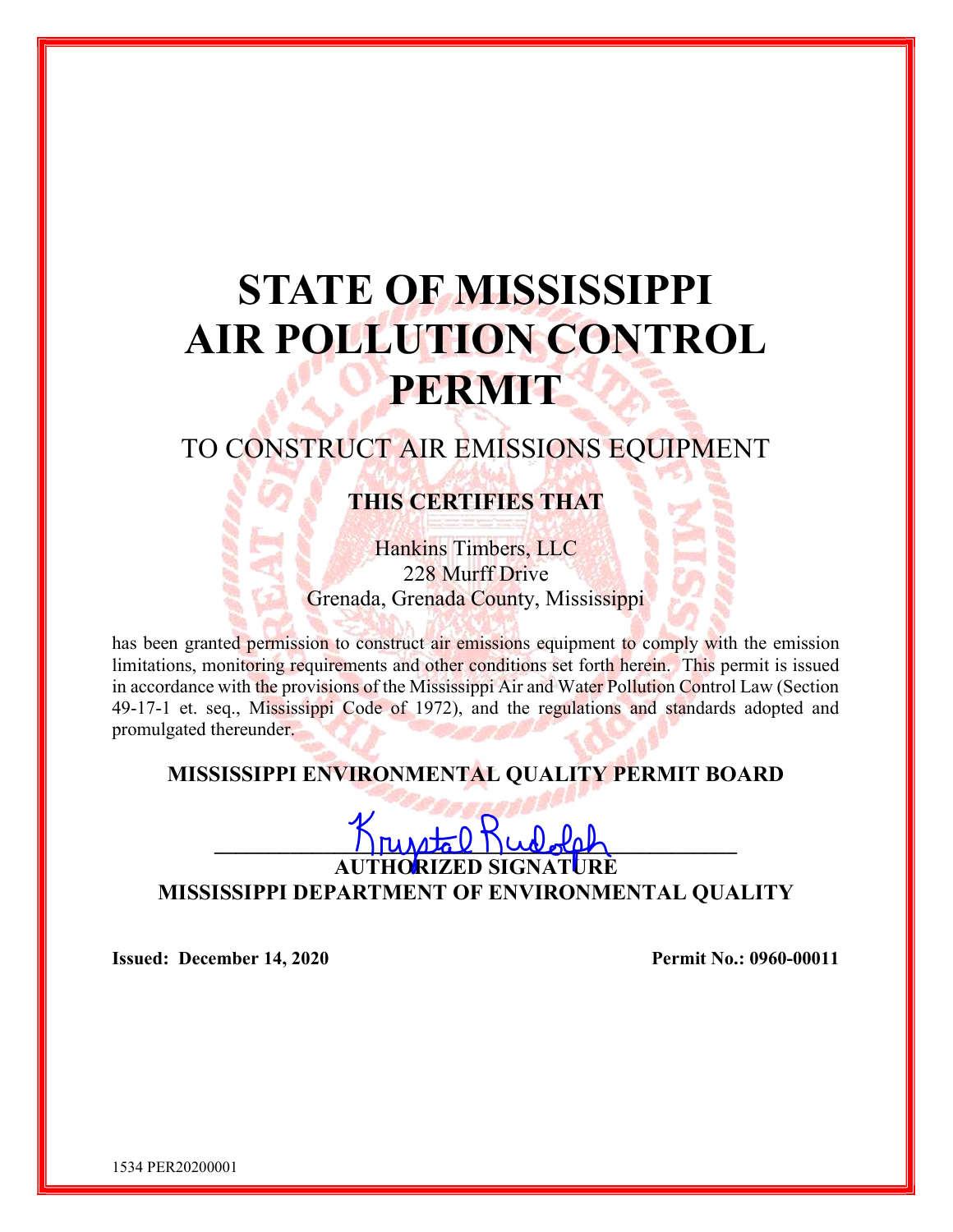# STATE OF MISSISSIPPI AIR POLLUTION CONTROL PERMIT

## TO CONSTRUCT AIR EMISSIONS EQUIPMENT

### THIS CERTIFIES THAT

Hankins Timbers, LLC
228 Murff Drive
Grenada, Grenada County, Mississippi

has been granted permission to construct air emissions equipment to comply with the emission limitations, monitoring requirements and other conditions set forth herein. This permit is issued in accordance with the provisions of the Mississippi Air and Water Pollution Control Law (Section 49-17-1 et. seq., Mississippi Code of 1972), and the regulations and standards adopted and promulgated thereunder.

**MISSISSIPPI ENVIRONMENTAL QUALITY PERMIT BOARD**

Krystal Rudolph
______________________________________
**AUTHORIZED SIGNATURE**
**MISSISSIPPI DEPARTMENT OF ENVIRONMENTAL QUALITY**

**Issued: December 14, 2020** **Permit No.: 0960-00011**

1534 PER20200001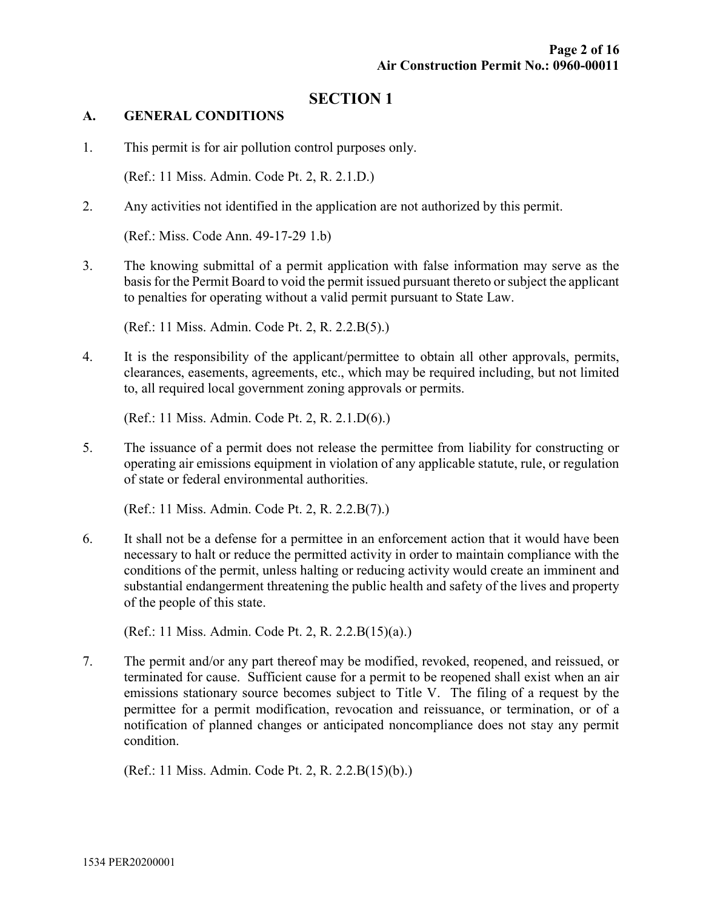# SECTION 1

## A. GENERAL CONDITIONS

1. This permit is for air pollution control purposes only.

   (Ref.: 11 Miss. Admin. Code Pt. 2, R. 2.1.D.)

2. Any activities not identified in the application are not authorized by this permit.

   (Ref.: Miss. Code Ann. 49-17-29 1.b)

3. The knowing submittal of a permit application with false information may serve as the basis for the Permit Board to void the permit issued pursuant thereto or subject the applicant to penalties for operating without a valid permit pursuant to State Law.

   (Ref.: 11 Miss. Admin. Code Pt. 2, R. 2.2.B(5).)

4. It is the responsibility of the applicant/permittee to obtain all other approvals, permits, clearances, easements, agreements, etc., which may be required including, but not limited to, all required local government zoning approvals or permits.

   (Ref.: 11 Miss. Admin. Code Pt. 2, R. 2.1.D(6).)

5. The issuance of a permit does not release the permittee from liability for constructing or operating air emissions equipment in violation of any applicable statute, rule, or regulation of state or federal environmental authorities.

   (Ref.: 11 Miss. Admin. Code Pt. 2, R. 2.2.B(7).)

6. It shall not be a defense for a permittee in an enforcement action that it would have been necessary to halt or reduce the permitted activity in order to maintain compliance with the conditions of the permit, unless halting or reducing activity would create an imminent and substantial endangerment threatening the public health and safety of the lives and property of the people of this state.

   (Ref.: 11 Miss. Admin. Code Pt. 2, R. 2.2.B(15)(a).)

7. The permit and/or any part thereof may be modified, revoked, reopened, and reissued, or terminated for cause. Sufficient cause for a permit to be reopened shall exist when an air emissions stationary source becomes subject to Title V. The filing of a request by the permittee for a permit modification, revocation and reissuance, or termination, or of a notification of planned changes or anticipated noncompliance does not stay any permit condition.

   (Ref.: 11 Miss. Admin. Code Pt. 2, R. 2.2.B(15)(b).)

1534 PER20200001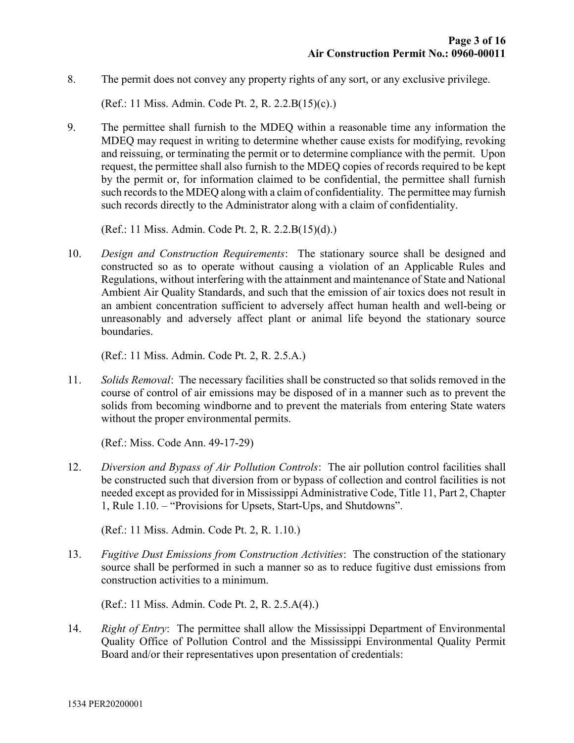8. The permit does not convey any property rights of any sort, or any exclusive privilege.

   (Ref.: 11 Miss. Admin. Code Pt. 2, R. 2.2.B(15)(c).)

9. The permittee shall furnish to the MDEQ within a reasonable time any information the MDEQ may request in writing to determine whether cause exists for modifying, revoking and reissuing, or terminating the permit or to determine compliance with the permit. Upon request, the permittee shall also furnish to the MDEQ copies of records required to be kept by the permit or, for information claimed to be confidential, the permittee shall furnish such records to the MDEQ along with a claim of confidentiality. The permittee may furnish such records directly to the Administrator along with a claim of confidentiality.

   (Ref.: 11 Miss. Admin. Code Pt. 2, R. 2.2.B(15)(d).)

10. *Design and Construction Requirements*: The stationary source shall be designed and constructed so as to operate without causing a violation of an Applicable Rules and Regulations, without interfering with the attainment and maintenance of State and National Ambient Air Quality Standards, and such that the emission of air toxics does not result in an ambient concentration sufficient to adversely affect human health and well-being or unreasonably and adversely affect plant or animal life beyond the stationary source boundaries.

    (Ref.: 11 Miss. Admin. Code Pt. 2, R. 2.5.A.)

11. *Solids Removal*: The necessary facilities shall be constructed so that solids removed in the course of control of air emissions may be disposed of in a manner such as to prevent the solids from becoming windborne and to prevent the materials from entering State waters without the proper environmental permits.

    (Ref.: Miss. Code Ann. 49-17-29)

12. *Diversion and Bypass of Air Pollution Controls*: The air pollution control facilities shall be constructed such that diversion from or bypass of collection and control facilities is not needed except as provided for in Mississippi Administrative Code, Title 11, Part 2, Chapter 1, Rule 1.10. – "Provisions for Upsets, Start-Ups, and Shutdowns".

    (Ref.: 11 Miss. Admin. Code Pt. 2, R. 1.10.)

13. *Fugitive Dust Emissions from Construction Activities*: The construction of the stationary source shall be performed in such a manner so as to reduce fugitive dust emissions from construction activities to a minimum.

    (Ref.: 11 Miss. Admin. Code Pt. 2, R. 2.5.A(4).)

14. *Right of Entry*: The permittee shall allow the Mississippi Department of Environmental Quality Office of Pollution Control and the Mississippi Environmental Quality Permit Board and/or their representatives upon presentation of credentials: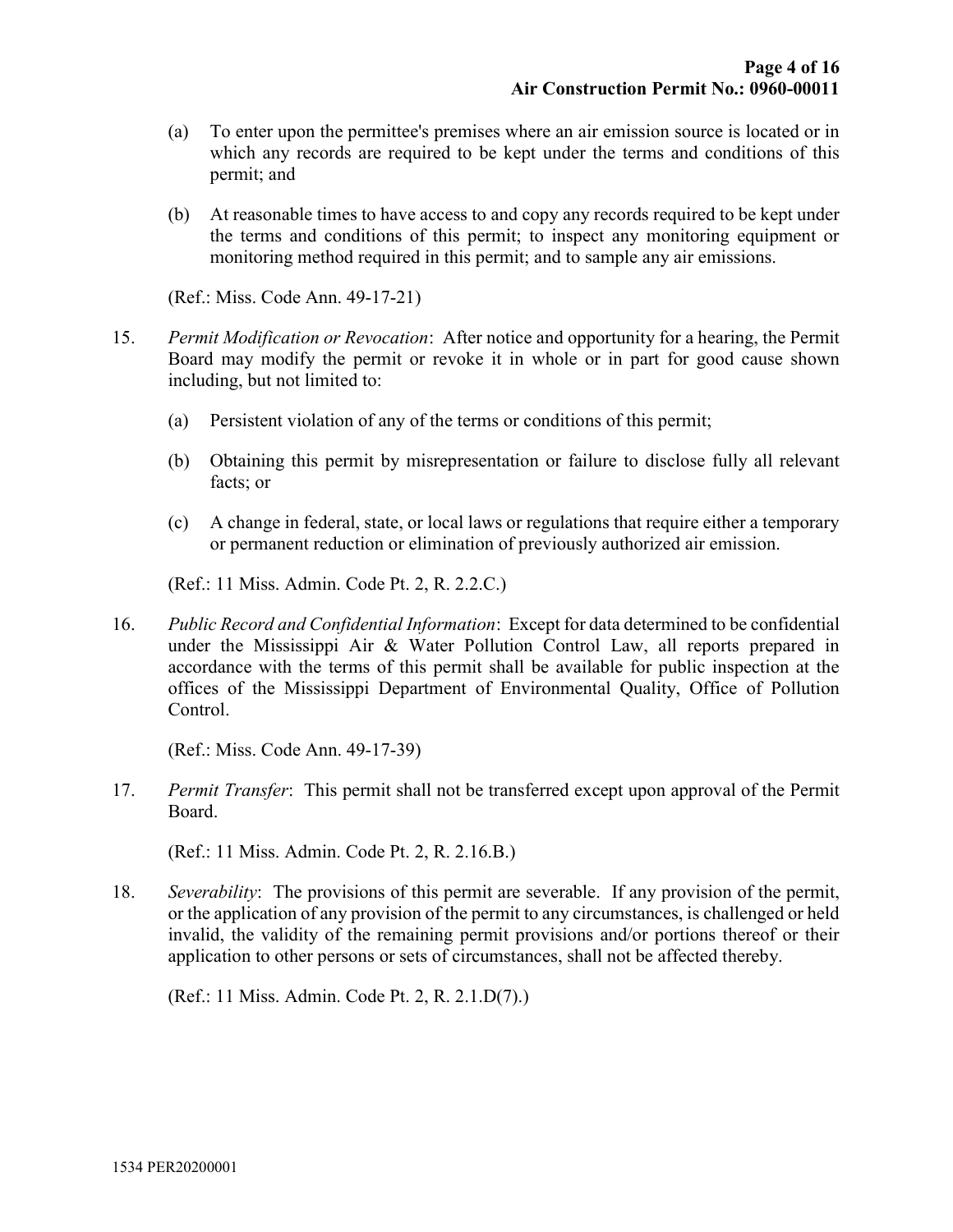(a) To enter upon the permittee's premises where an air emission source is located or in which any records are required to be kept under the terms and conditions of this permit; and

(b) At reasonable times to have access to and copy any records required to be kept under the terms and conditions of this permit; to inspect any monitoring equipment or monitoring method required in this permit; and to sample any air emissions.

(Ref.: Miss. Code Ann. 49-17-21)

15. *Permit Modification or Revocation*: After notice and opportunity for a hearing, the Permit Board may modify the permit or revoke it in whole or in part for good cause shown including, but not limited to:

    (a) Persistent violation of any of the terms or conditions of this permit;

    (b) Obtaining this permit by misrepresentation or failure to disclose fully all relevant facts; or

    (c) A change in federal, state, or local laws or regulations that require either a temporary or permanent reduction or elimination of previously authorized air emission.

    (Ref.: 11 Miss. Admin. Code Pt. 2, R. 2.2.C.)

16. *Public Record and Confidential Information*: Except for data determined to be confidential under the Mississippi Air & Water Pollution Control Law, all reports prepared in accordance with the terms of this permit shall be available for public inspection at the offices of the Mississippi Department of Environmental Quality, Office of Pollution Control.

    (Ref.: Miss. Code Ann. 49-17-39)

17. *Permit Transfer*: This permit shall not be transferred except upon approval of the Permit Board.

    (Ref.: 11 Miss. Admin. Code Pt. 2, R. 2.16.B.)

18. *Severability*: The provisions of this permit are severable. If any provision of the permit, or the application of any provision of the permit to any circumstances, is challenged or held invalid, the validity of the remaining permit provisions and/or portions thereof or their application to other persons or sets of circumstances, shall not be affected thereby.

    (Ref.: 11 Miss. Admin. Code Pt. 2, R. 2.1.D(7).)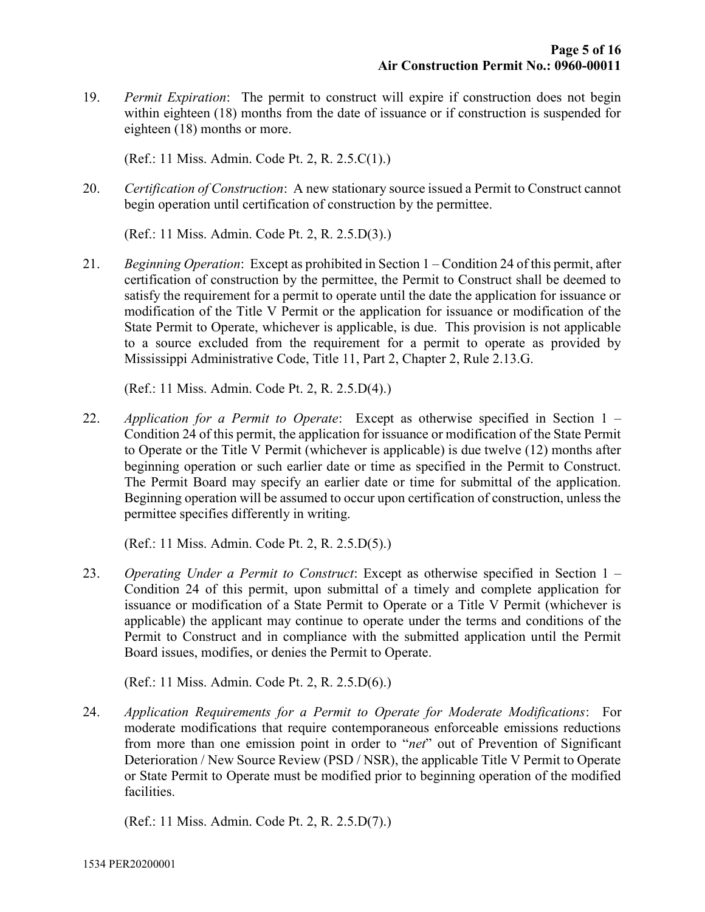19. *Permit Expiration*: The permit to construct will expire if construction does not begin within eighteen (18) months from the date of issuance or if construction is suspended for eighteen (18) months or more.

    (Ref.: 11 Miss. Admin. Code Pt. 2, R. 2.5.C(1).)

20. *Certification of Construction*: A new stationary source issued a Permit to Construct cannot begin operation until certification of construction by the permittee.

    (Ref.: 11 Miss. Admin. Code Pt. 2, R. 2.5.D(3).)

21. *Beginning Operation*: Except as prohibited in Section 1 – Condition 24 of this permit, after certification of construction by the permittee, the Permit to Construct shall be deemed to satisfy the requirement for a permit to operate until the date the application for issuance or modification of the Title V Permit or the application for issuance or modification of the State Permit to Operate, whichever is applicable, is due. This provision is not applicable to a source excluded from the requirement for a permit to operate as provided by Mississippi Administrative Code, Title 11, Part 2, Chapter 2, Rule 2.13.G.

    (Ref.: 11 Miss. Admin. Code Pt. 2, R. 2.5.D(4).)

22. *Application for a Permit to Operate*: Except as otherwise specified in Section 1 – Condition 24 of this permit, the application for issuance or modification of the State Permit to Operate or the Title V Permit (whichever is applicable) is due twelve (12) months after beginning operation or such earlier date or time as specified in the Permit to Construct. The Permit Board may specify an earlier date or time for submittal of the application. Beginning operation will be assumed to occur upon certification of construction, unless the permittee specifies differently in writing.

    (Ref.: 11 Miss. Admin. Code Pt. 2, R. 2.5.D(5).)

23. *Operating Under a Permit to Construct*: Except as otherwise specified in Section 1 – Condition 24 of this permit, upon submittal of a timely and complete application for issuance or modification of a State Permit to Operate or a Title V Permit (whichever is applicable) the applicant may continue to operate under the terms and conditions of the Permit to Construct and in compliance with the submitted application until the Permit Board issues, modifies, or denies the Permit to Operate.

    (Ref.: 11 Miss. Admin. Code Pt. 2, R. 2.5.D(6).)

24. *Application Requirements for a Permit to Operate for Moderate Modifications*: For moderate modifications that require contemporaneous enforceable emissions reductions from more than one emission point in order to "*net*" out of Prevention of Significant Deterioration / New Source Review (PSD / NSR), the applicable Title V Permit to Operate or State Permit to Operate must be modified prior to beginning operation of the modified facilities.

    (Ref.: 11 Miss. Admin. Code Pt. 2, R. 2.5.D(7).)

1534 PER20200001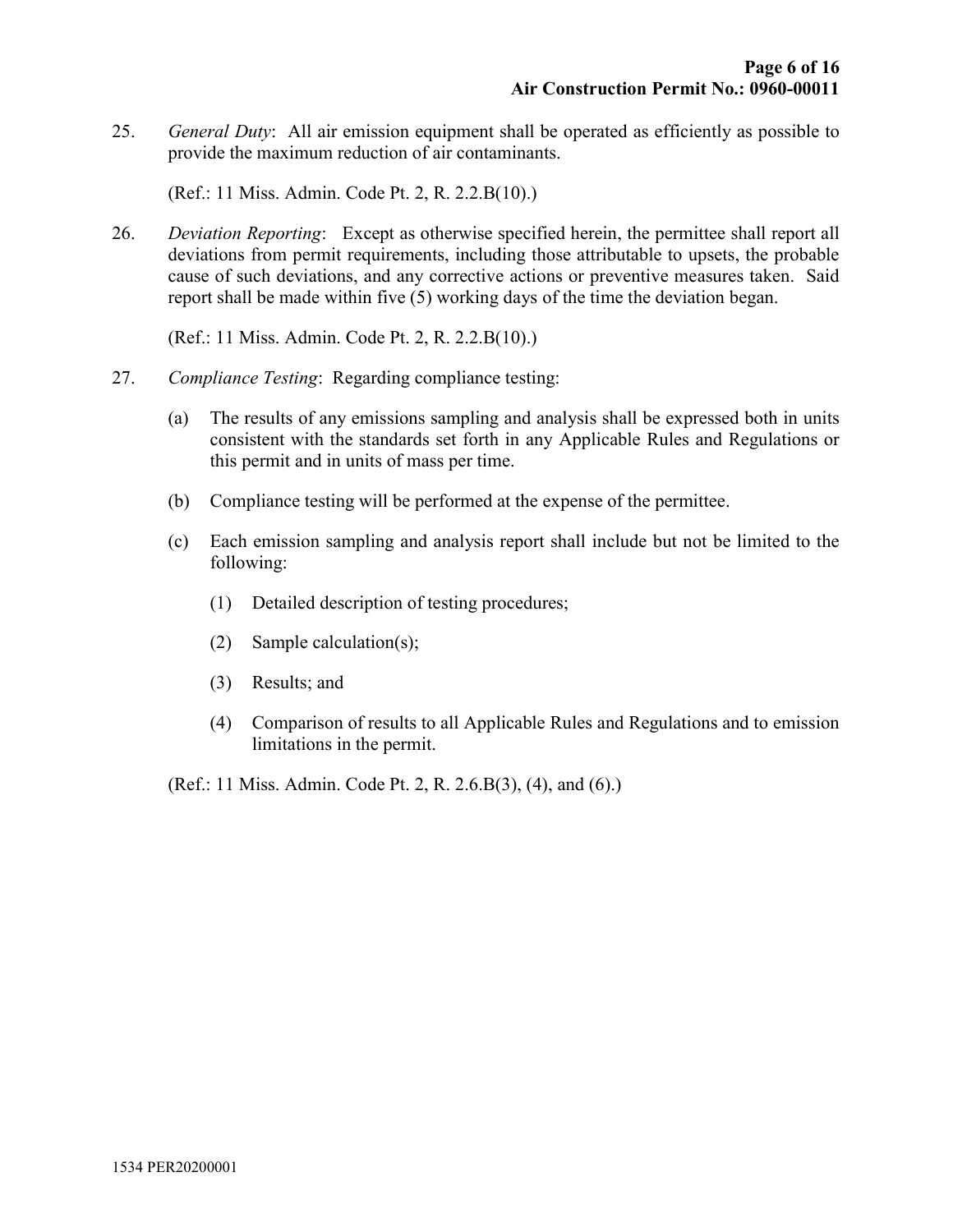25. *General Duty*: All air emission equipment shall be operated as efficiently as possible to provide the maximum reduction of air contaminants.

    (Ref.: 11 Miss. Admin. Code Pt. 2, R. 2.2.B(10).)

26. *Deviation Reporting*: Except as otherwise specified herein, the permittee shall report all deviations from permit requirements, including those attributable to upsets, the probable cause of such deviations, and any corrective actions or preventive measures taken. Said report shall be made within five (5) working days of the time the deviation began.

    (Ref.: 11 Miss. Admin. Code Pt. 2, R. 2.2.B(10).)

27. *Compliance Testing*: Regarding compliance testing:

    (a) The results of any emissions sampling and analysis shall be expressed both in units consistent with the standards set forth in any Applicable Rules and Regulations or this permit and in units of mass per time.

    (b) Compliance testing will be performed at the expense of the permittee.

    (c) Each emission sampling and analysis report shall include but not be limited to the following:

        (1) Detailed description of testing procedures;

        (2) Sample calculation(s);

        (3) Results; and

        (4) Comparison of results to all Applicable Rules and Regulations and to emission limitations in the permit.

    (Ref.: 11 Miss. Admin. Code Pt. 2, R. 2.6.B(3), (4), and (6).)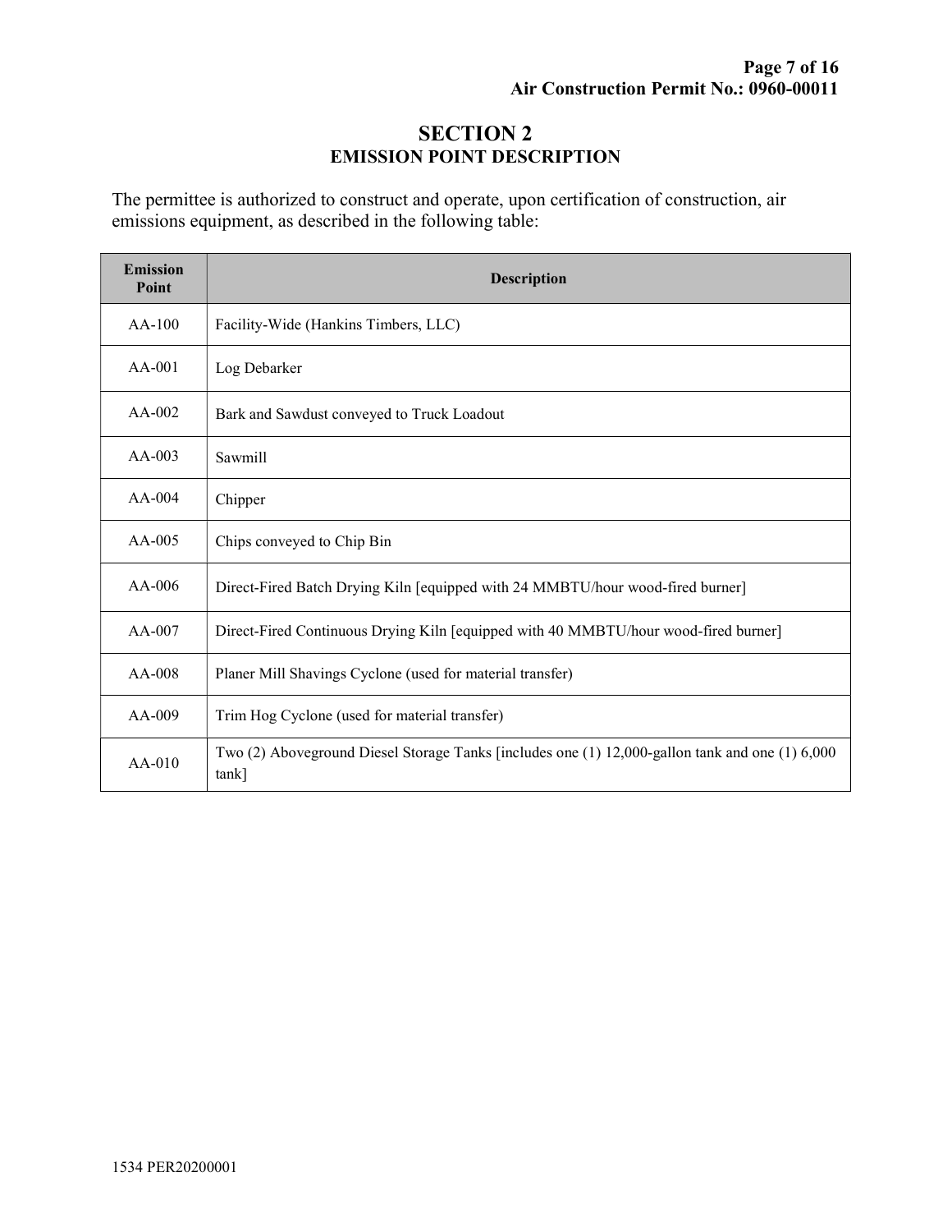# SECTION 2
## EMISSION POINT DESCRIPTION

The permittee is authorized to construct and operate, upon certification of construction, air emissions equipment, as described in the following table:

| Emission Point | Description |
|---|---|
| AA-100 | Facility-Wide (Hankins Timbers, LLC) |
| AA-001 | Log Debarker |
| AA-002 | Bark and Sawdust conveyed to Truck Loadout |
| AA-003 | Sawmill |
| AA-004 | Chipper |
| AA-005 | Chips conveyed to Chip Bin |
| AA-006 | Direct-Fired Batch Drying Kiln [equipped with 24 MMBTU/hour wood-fired burner] |
| AA-007 | Direct-Fired Continuous Drying Kiln [equipped with 40 MMBTU/hour wood-fired burner] |
| AA-008 | Planer Mill Shavings Cyclone (used for material transfer) |
| AA-009 | Trim Hog Cyclone (used for material transfer) |
| AA-010 | Two (2) Aboveground Diesel Storage Tanks [includes one (1) 12,000-gallon tank and one (1) 6,000 tank] |

1534 PER20200001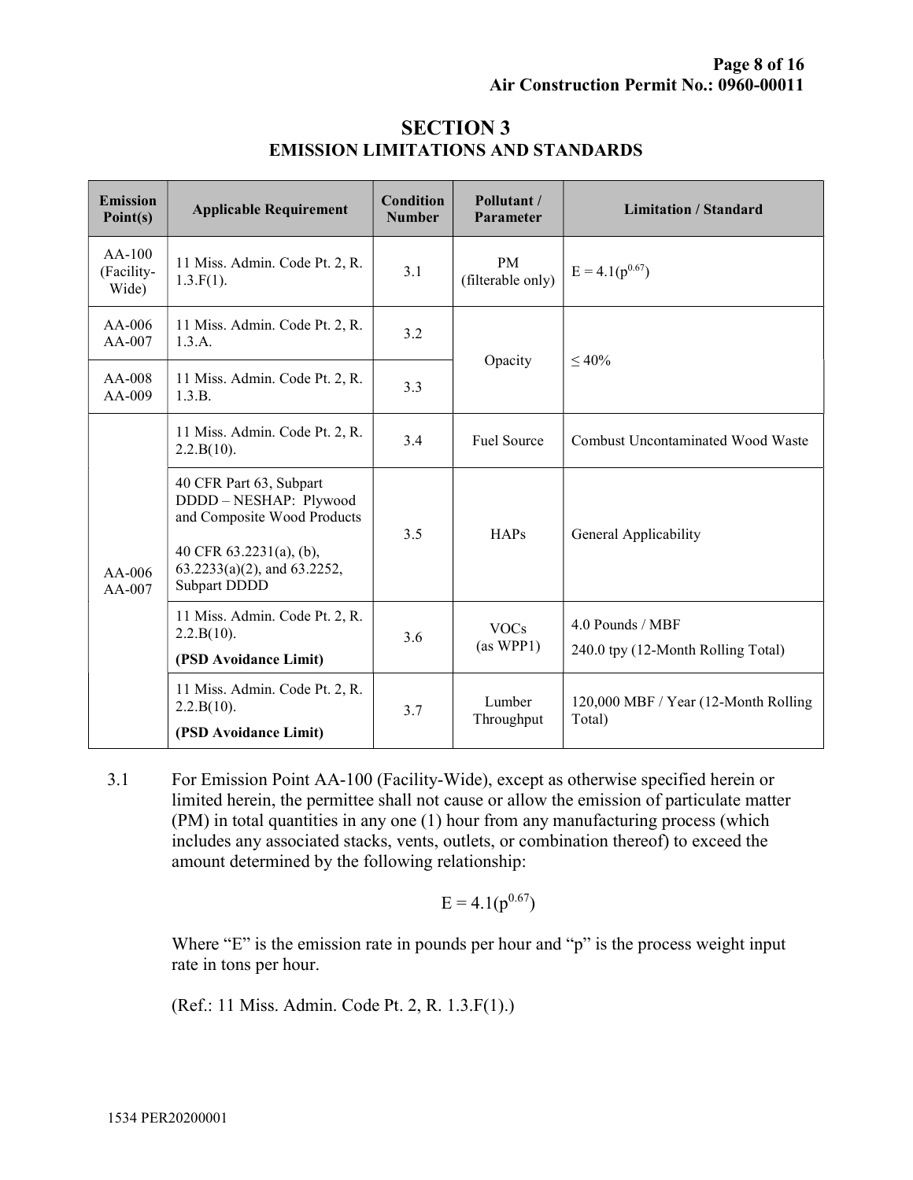# SECTION 3
## EMISSION LIMITATIONS AND STANDARDS

| Emission Point(s) | Applicable Requirement | Condition Number | Pollutant / Parameter | Limitation / Standard |
|---|---|---|---|---|
| AA-100 (Facility-Wide) | 11 Miss. Admin. Code Pt. 2, R. 1.3.F(1). | 3.1 | PM (filterable only) | $E = 4.1(p^{0.67})$ |
| AA-006 AA-007 | 11 Miss. Admin. Code Pt. 2, R. 1.3.A. | 3.2 | Opacity | ≤ 40% |
| AA-008 AA-009 | 11 Miss. Admin. Code Pt. 2, R. 1.3.B. | 3.3 | | |
| AA-006 AA-007 | 11 Miss. Admin. Code Pt. 2, R. 2.2.B(10). | 3.4 | Fuel Source | Combust Uncontaminated Wood Waste |
| | 40 CFR Part 63, Subpart DDDD – NESHAP: Plywood and Composite Wood Products<br><br>40 CFR 63.2231(a), (b), 63.2233(a)(2), and 63.2252, Subpart DDDD | 3.5 | HAPs | General Applicability |
| | 11 Miss. Admin. Code Pt. 2, R. 2.2.B(10).<br>**(PSD Avoidance Limit)** | 3.6 | VOCs (as WPP1) | 4.0 Pounds / MBF<br>240.0 tpy (12-Month Rolling Total) |
| | 11 Miss. Admin. Code Pt. 2, R. 2.2.B(10).<br>**(PSD Avoidance Limit)** | 3.7 | Lumber Throughput | 120,000 MBF / Year (12-Month Rolling Total) |

3.1 For Emission Point AA-100 (Facility-Wide), except as otherwise specified herein or limited herein, the permittee shall not cause or allow the emission of particulate matter (PM) in total quantities in any one (1) hour from any manufacturing process (which includes any associated stacks, vents, outlets, or combination thereof) to exceed the amount determined by the following relationship:

$$E = 4.1(p^{0.67})$$

Where "E" is the emission rate in pounds per hour and "p" is the process weight input rate in tons per hour.

(Ref.: 11 Miss. Admin. Code Pt. 2, R. 1.3.F(1).)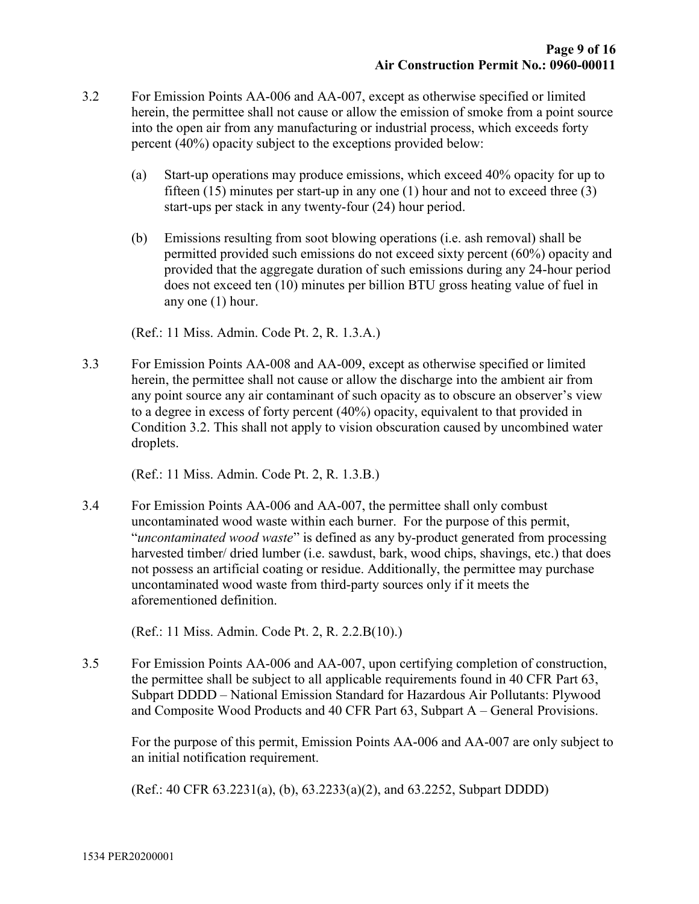3.2 For Emission Points AA-006 and AA-007, except as otherwise specified or limited herein, the permittee shall not cause or allow the emission of smoke from a point source into the open air from any manufacturing or industrial process, which exceeds forty percent (40%) opacity subject to the exceptions provided below:

   (a) Start-up operations may produce emissions, which exceed 40% opacity for up to fifteen (15) minutes per start-up in any one (1) hour and not to exceed three (3) start-ups per stack in any twenty-four (24) hour period.

   (b) Emissions resulting from soot blowing operations (i.e. ash removal) shall be permitted provided such emissions do not exceed sixty percent (60%) opacity and provided that the aggregate duration of such emissions during any 24-hour period does not exceed ten (10) minutes per billion BTU gross heating value of fuel in any one (1) hour.

   (Ref.: 11 Miss. Admin. Code Pt. 2, R. 1.3.A.)

3.3 For Emission Points AA-008 and AA-009, except as otherwise specified or limited herein, the permittee shall not cause or allow the discharge into the ambient air from any point source any air contaminant of such opacity as to obscure an observer's view to a degree in excess of forty percent (40%) opacity, equivalent to that provided in Condition 3.2. This shall not apply to vision obscuration caused by uncombined water droplets.

   (Ref.: 11 Miss. Admin. Code Pt. 2, R. 1.3.B.)

3.4 For Emission Points AA-006 and AA-007, the permittee shall only combust uncontaminated wood waste within each burner. For the purpose of this permit, "*uncontaminated wood waste*" is defined as any by-product generated from processing harvested timber/ dried lumber (i.e. sawdust, bark, wood chips, shavings, etc.) that does not possess an artificial coating or residue. Additionally, the permittee may purchase uncontaminated wood waste from third-party sources only if it meets the aforementioned definition.

   (Ref.: 11 Miss. Admin. Code Pt. 2, R. 2.2.B(10).)

3.5 For Emission Points AA-006 and AA-007, upon certifying completion of construction, the permittee shall be subject to all applicable requirements found in 40 CFR Part 63, Subpart DDDD – National Emission Standard for Hazardous Air Pollutants: Plywood and Composite Wood Products and 40 CFR Part 63, Subpart A – General Provisions.

   For the purpose of this permit, Emission Points AA-006 and AA-007 are only subject to an initial notification requirement.

   (Ref.: 40 CFR 63.2231(a), (b), 63.2233(a)(2), and 63.2252, Subpart DDDD)

1534 PER20200001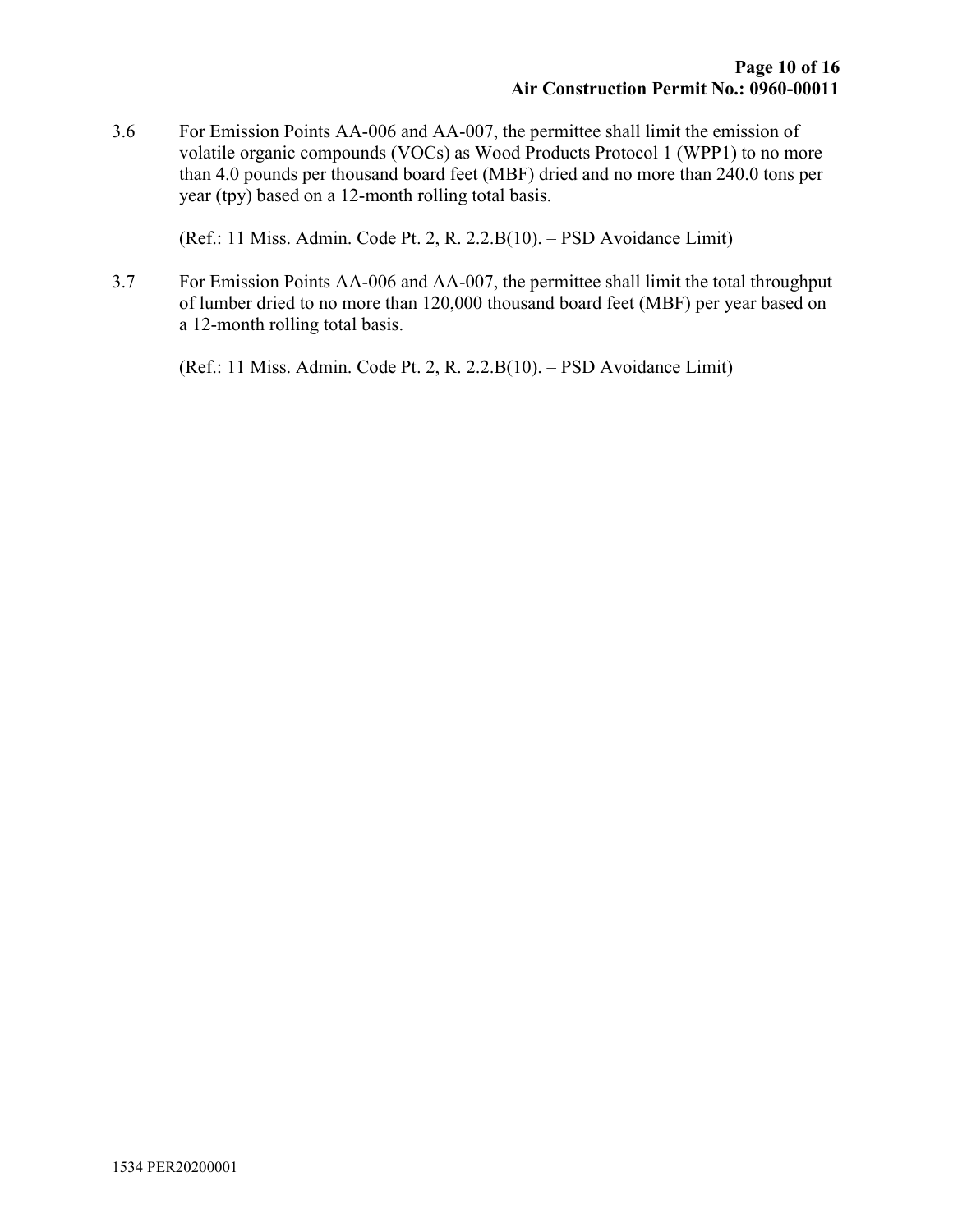3.6 For Emission Points AA-006 and AA-007, the permittee shall limit the emission of volatile organic compounds (VOCs) as Wood Products Protocol 1 (WPP1) to no more than 4.0 pounds per thousand board feet (MBF) dried and no more than 240.0 tons per year (tpy) based on a 12-month rolling total basis.

(Ref.: 11 Miss. Admin. Code Pt. 2, R. 2.2.B(10). – PSD Avoidance Limit)

3.7 For Emission Points AA-006 and AA-007, the permittee shall limit the total throughput of lumber dried to no more than 120,000 thousand board feet (MBF) per year based on a 12-month rolling total basis.

(Ref.: 11 Miss. Admin. Code Pt. 2, R. 2.2.B(10). – PSD Avoidance Limit)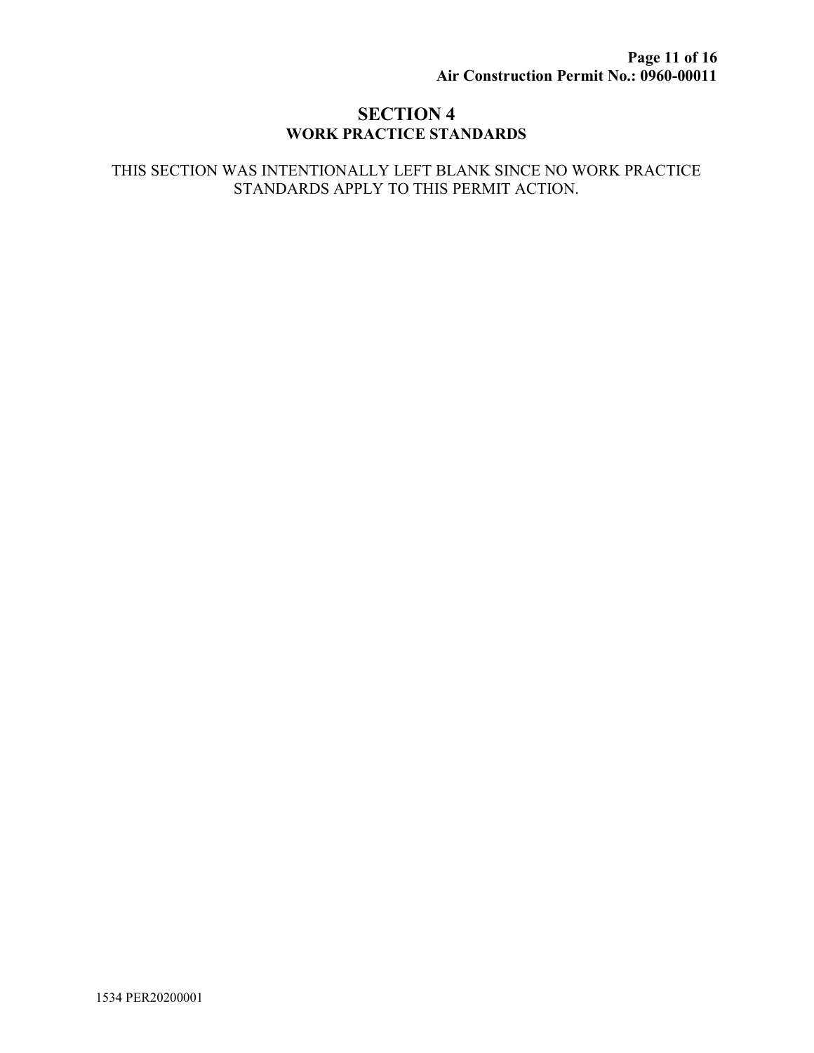# SECTION 4

## WORK PRACTICE STANDARDS

THIS SECTION WAS INTENTIONALLY LEFT BLANK SINCE NO WORK PRACTICE STANDARDS APPLY TO THIS PERMIT ACTION.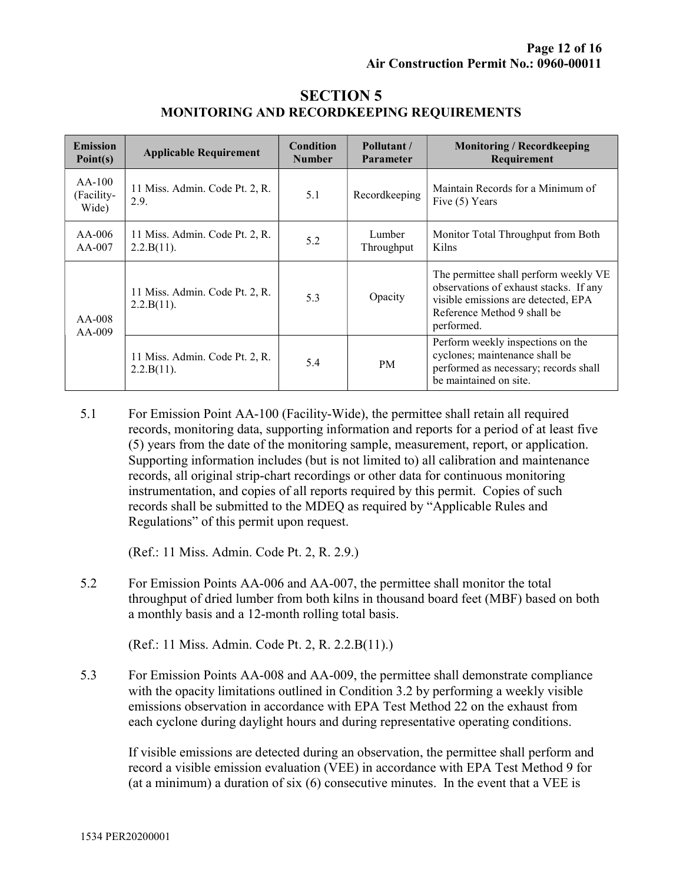# SECTION 5
## MONITORING AND RECORDKEEPING REQUIREMENTS

| Emission Point(s) | Applicable Requirement | Condition Number | Pollutant / Parameter | Monitoring / Recordkeeping Requirement |
|---|---|---|---|---|
| AA-100 (Facility-Wide) | 11 Miss. Admin. Code Pt. 2, R. 2.9. | 5.1 | Recordkeeping | Maintain Records for a Minimum of Five (5) Years |
| AA-006 AA-007 | 11 Miss. Admin. Code Pt. 2, R. 2.2.B(11). | 5.2 | Lumber Throughput | Monitor Total Throughput from Both Kilns |
| AA-008 AA-009 | 11 Miss. Admin. Code Pt. 2, R. 2.2.B(11). | 5.3 | Opacity | The permittee shall perform weekly VE observations of exhaust stacks. If any visible emissions are detected, EPA Reference Method 9 shall be performed. |
| | 11 Miss. Admin. Code Pt. 2, R. 2.2.B(11). | 5.4 | PM | Perform weekly inspections on the cyclones; maintenance shall be performed as necessary; records shall be maintained on site. |

5.1 For Emission Point AA-100 (Facility-Wide), the permittee shall retain all required records, monitoring data, supporting information and reports for a period of at least five (5) years from the date of the monitoring sample, measurement, report, or application. Supporting information includes (but is not limited to) all calibration and maintenance records, all original strip-chart recordings or other data for continuous monitoring instrumentation, and copies of all reports required by this permit. Copies of such records shall be submitted to the MDEQ as required by "Applicable Rules and Regulations" of this permit upon request.

(Ref.: 11 Miss. Admin. Code Pt. 2, R. 2.9.)

5.2 For Emission Points AA-006 and AA-007, the permittee shall monitor the total throughput of dried lumber from both kilns in thousand board feet (MBF) based on both a monthly basis and a 12-month rolling total basis.

(Ref.: 11 Miss. Admin. Code Pt. 2, R. 2.2.B(11).)

5.3 For Emission Points AA-008 and AA-009, the permittee shall demonstrate compliance with the opacity limitations outlined in Condition 3.2 by performing a weekly visible emissions observation in accordance with EPA Test Method 22 on the exhaust from each cyclone during daylight hours and during representative operating conditions.

If visible emissions are detected during an observation, the permittee shall perform and record a visible emission evaluation (VEE) in accordance with EPA Test Method 9 for (at a minimum) a duration of six (6) consecutive minutes. In the event that a VEE is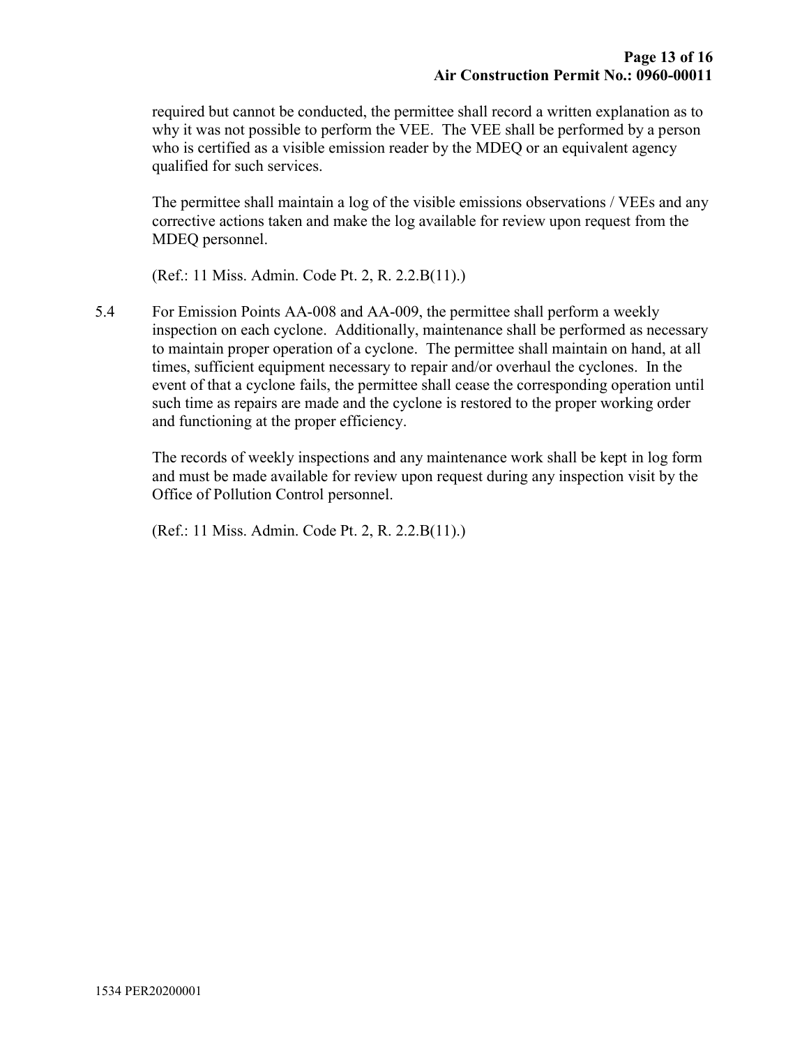required but cannot be conducted, the permittee shall record a written explanation as to why it was not possible to perform the VEE. The VEE shall be performed by a person who is certified as a visible emission reader by the MDEQ or an equivalent agency qualified for such services.

The permittee shall maintain a log of the visible emissions observations / VEEs and any corrective actions taken and make the log available for review upon request from the MDEQ personnel.

(Ref.: 11 Miss. Admin. Code Pt. 2, R. 2.2.B(11).)

5.4 For Emission Points AA-008 and AA-009, the permittee shall perform a weekly inspection on each cyclone. Additionally, maintenance shall be performed as necessary to maintain proper operation of a cyclone. The permittee shall maintain on hand, at all times, sufficient equipment necessary to repair and/or overhaul the cyclones. In the event of that a cyclone fails, the permittee shall cease the corresponding operation until such time as repairs are made and the cyclone is restored to the proper working order and functioning at the proper efficiency.

The records of weekly inspections and any maintenance work shall be kept in log form and must be made available for review upon request during any inspection visit by the Office of Pollution Control personnel.

(Ref.: 11 Miss. Admin. Code Pt. 2, R. 2.2.B(11).)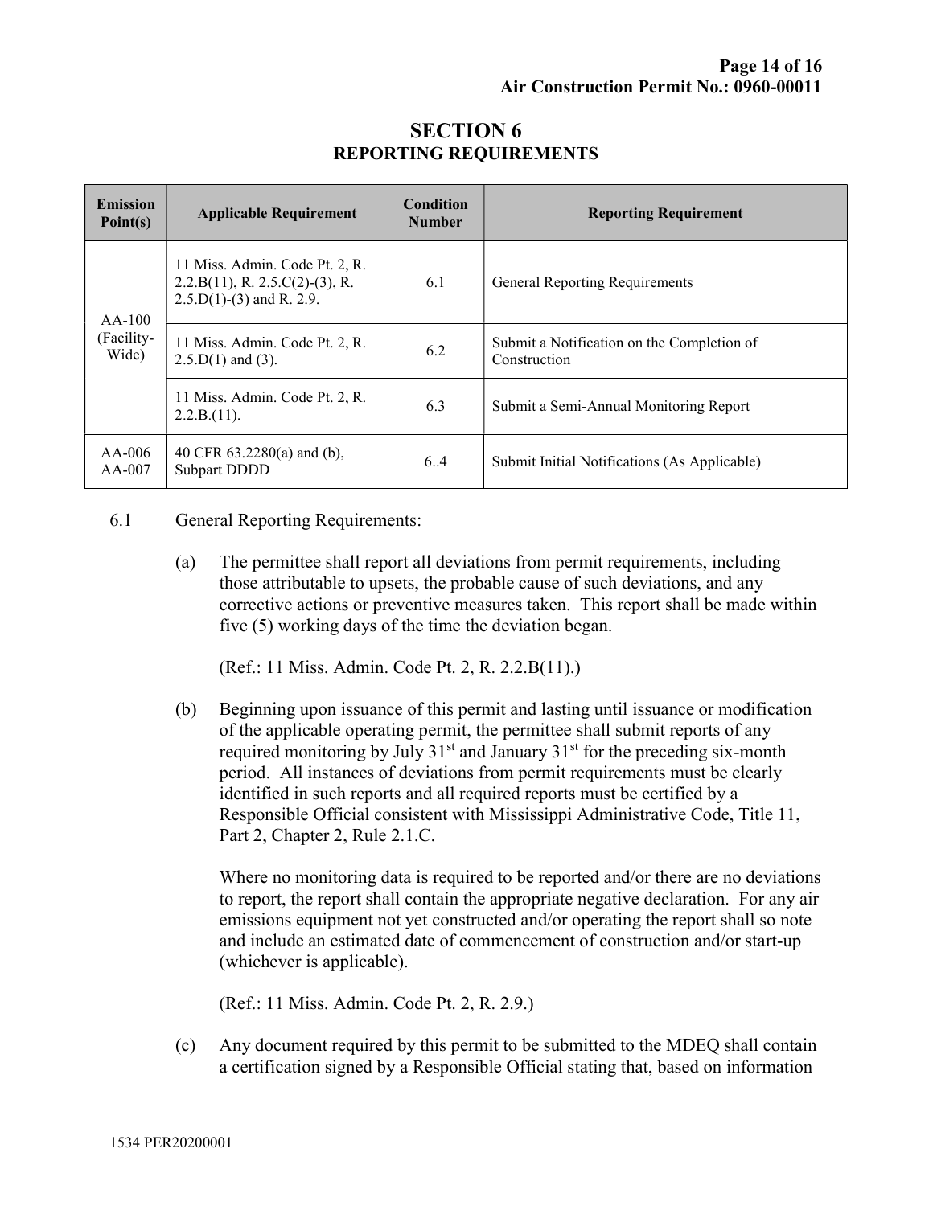# SECTION 6
## REPORTING REQUIREMENTS

| Emission Point(s) | Applicable Requirement | Condition Number | Reporting Requirement |
|---|---|---|---|
| AA-100 (Facility-Wide) | 11 Miss. Admin. Code Pt. 2, R. 2.2.B(11), R. 2.5.C(2)-(3), R. 2.5.D(1)-(3) and R. 2.9. | 6.1 | General Reporting Requirements |
| | 11 Miss. Admin. Code Pt. 2, R. 2.5.D(1) and (3). | 6.2 | Submit a Notification on the Completion of Construction |
| | 11 Miss. Admin. Code Pt. 2, R. 2.2.B.(11). | 6.3 | Submit a Semi-Annual Monitoring Report |
| AA-006 AA-007 | 40 CFR 63.2280(a) and (b), Subpart DDDD | 6..4 | Submit Initial Notifications (As Applicable) |

6.1 General Reporting Requirements:

(a) The permittee shall report all deviations from permit requirements, including those attributable to upsets, the probable cause of such deviations, and any corrective actions or preventive measures taken. This report shall be made within five (5) working days of the time the deviation began.

(Ref.: 11 Miss. Admin. Code Pt. 2, R. 2.2.B(11).)

(b) Beginning upon issuance of this permit and lasting until issuance or modification of the applicable operating permit, the permittee shall submit reports of any required monitoring by July 31st and January 31st for the preceding six-month period. All instances of deviations from permit requirements must be clearly identified in such reports and all required reports must be certified by a Responsible Official consistent with Mississippi Administrative Code, Title 11, Part 2, Chapter 2, Rule 2.1.C.

Where no monitoring data is required to be reported and/or there are no deviations to report, the report shall contain the appropriate negative declaration. For any air emissions equipment not yet constructed and/or operating the report shall so note and include an estimated date of commencement of construction and/or start-up (whichever is applicable).

(Ref.: 11 Miss. Admin. Code Pt. 2, R. 2.9.)

(c) Any document required by this permit to be submitted to the MDEQ shall contain a certification signed by a Responsible Official stating that, based on information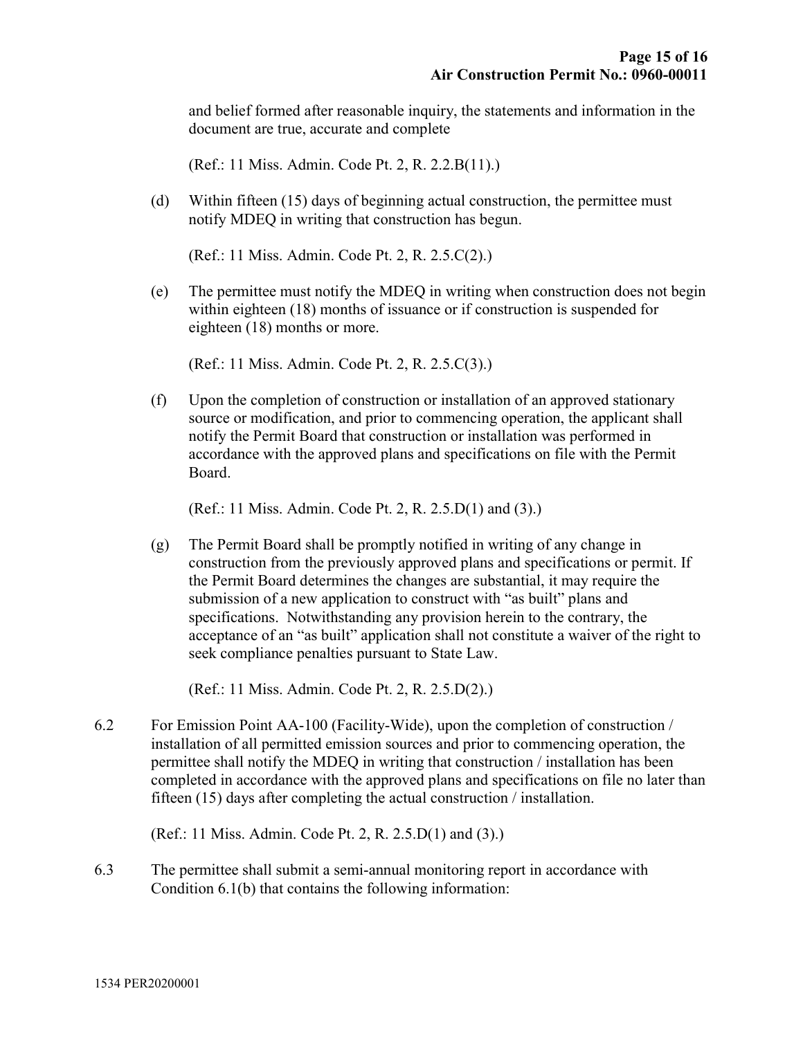and belief formed after reasonable inquiry, the statements and information in the document are true, accurate and complete

(Ref.: 11 Miss. Admin. Code Pt. 2, R. 2.2.B(11).)

(d) Within fifteen (15) days of beginning actual construction, the permittee must notify MDEQ in writing that construction has begun.

(Ref.: 11 Miss. Admin. Code Pt. 2, R. 2.5.C(2).)

(e) The permittee must notify the MDEQ in writing when construction does not begin within eighteen (18) months of issuance or if construction is suspended for eighteen (18) months or more.

(Ref.: 11 Miss. Admin. Code Pt. 2, R. 2.5.C(3).)

(f) Upon the completion of construction or installation of an approved stationary source or modification, and prior to commencing operation, the applicant shall notify the Permit Board that construction or installation was performed in accordance with the approved plans and specifications on file with the Permit Board.

(Ref.: 11 Miss. Admin. Code Pt. 2, R. 2.5.D(1) and (3).)

(g) The Permit Board shall be promptly notified in writing of any change in construction from the previously approved plans and specifications or permit. If the Permit Board determines the changes are substantial, it may require the submission of a new application to construct with "as built" plans and specifications. Notwithstanding any provision herein to the contrary, the acceptance of an "as built" application shall not constitute a waiver of the right to seek compliance penalties pursuant to State Law.

(Ref.: 11 Miss. Admin. Code Pt. 2, R. 2.5.D(2).)

6.2 For Emission Point AA-100 (Facility-Wide), upon the completion of construction / installation of all permitted emission sources and prior to commencing operation, the permittee shall notify the MDEQ in writing that construction / installation has been completed in accordance with the approved plans and specifications on file no later than fifteen (15) days after completing the actual construction / installation.

(Ref.: 11 Miss. Admin. Code Pt. 2, R. 2.5.D(1) and (3).)

6.3 The permittee shall submit a semi-annual monitoring report in accordance with Condition 6.1(b) that contains the following information: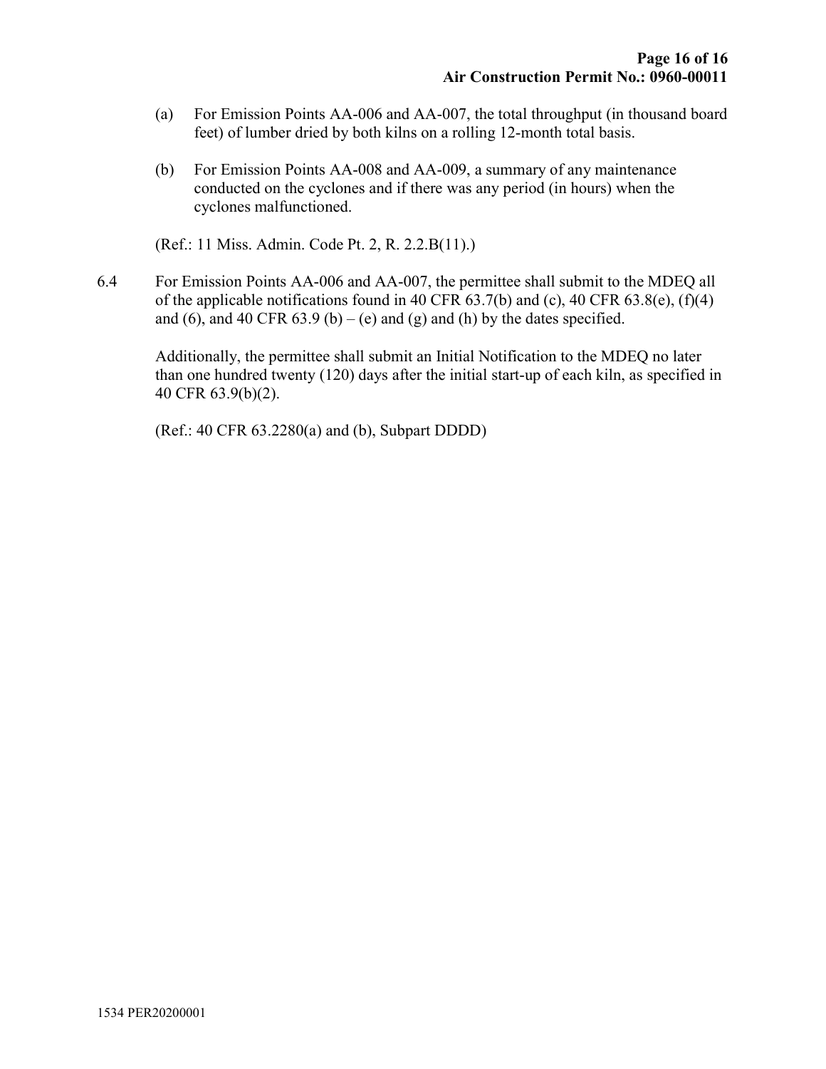(a) For Emission Points AA-006 and AA-007, the total throughput (in thousand board feet) of lumber dried by both kilns on a rolling 12-month total basis.

(b) For Emission Points AA-008 and AA-009, a summary of any maintenance conducted on the cyclones and if there was any period (in hours) when the cyclones malfunctioned.

(Ref.: 11 Miss. Admin. Code Pt. 2, R. 2.2.B(11).)

6.4 For Emission Points AA-006 and AA-007, the permittee shall submit to the MDEQ all of the applicable notifications found in 40 CFR 63.7(b) and (c), 40 CFR 63.8(e), (f)(4) and (6), and 40 CFR 63.9 (b) – (e) and (g) and (h) by the dates specified.

Additionally, the permittee shall submit an Initial Notification to the MDEQ no later than one hundred twenty (120) days after the initial start-up of each kiln, as specified in 40 CFR 63.9(b)(2).

(Ref.: 40 CFR 63.2280(a) and (b), Subpart DDDD)

1534 PER20200001